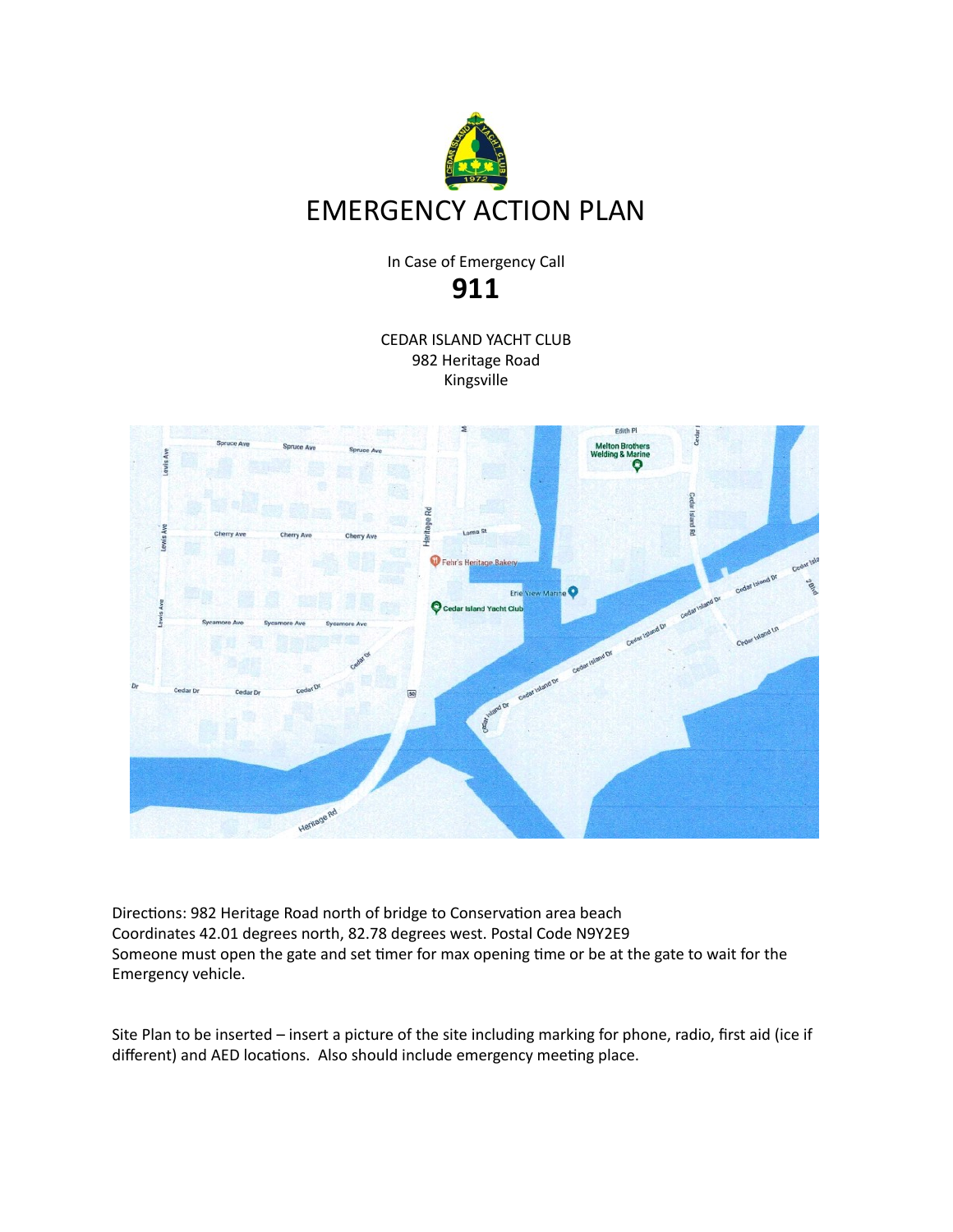# EMERGENCY ACTION PLAN

In Case of Emergency Call

**911**

CEDAR ISLAND YACHT CLUB
982 Heritage Road
Kingsville

Directions: 982 Heritage Road north of bridge to Conservation area beach
Coordinates 42.01 degrees north, 82.78 degrees west. Postal Code N9Y2E9
Someone must open the gate and set timer for max opening time or be at the gate to wait for the Emergency vehicle.

Site Plan to be inserted – insert a picture of the site including marking for phone, radio, first aid (ice if different) and AED locations. Also should include emergency meeting place.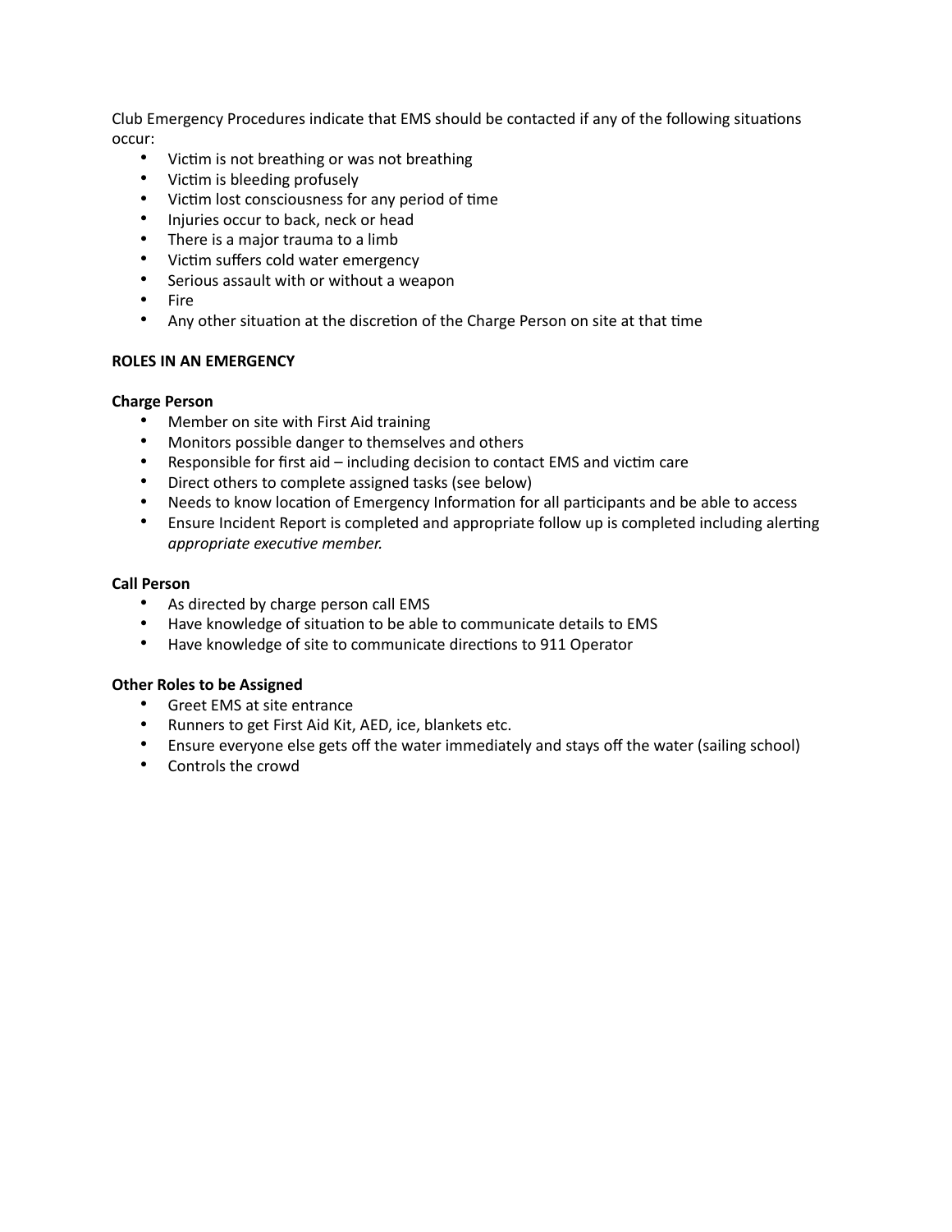Club Emergency Procedures indicate that EMS should be contacted if any of the following situations occur:

- Victim is not breathing or was not breathing
- Victim is bleeding profusely
- Victim lost consciousness for any period of time
- Injuries occur to back, neck or head
- There is a major trauma to a limb
- Victim suffers cold water emergency
- Serious assault with or without a weapon
- Fire
- Any other situation at the discretion of the Charge Person on site at that time

**ROLES IN AN EMERGENCY**

**Charge Person**

- Member on site with First Aid training
- Monitors possible danger to themselves and others
- Responsible for first aid – including decision to contact EMS and victim care
- Direct others to complete assigned tasks (see below)
- Needs to know location of Emergency Information for all participants and be able to access
- Ensure Incident Report is completed and appropriate follow up is completed including alerting *appropriate executive member.*

**Call Person**

- As directed by charge person call EMS
- Have knowledge of situation to be able to communicate details to EMS
- Have knowledge of site to communicate directions to 911 Operator

**Other Roles to be Assigned**

- Greet EMS at site entrance
- Runners to get First Aid Kit, AED, ice, blankets etc.
- Ensure everyone else gets off the water immediately and stays off the water (sailing school)
- Controls the crowd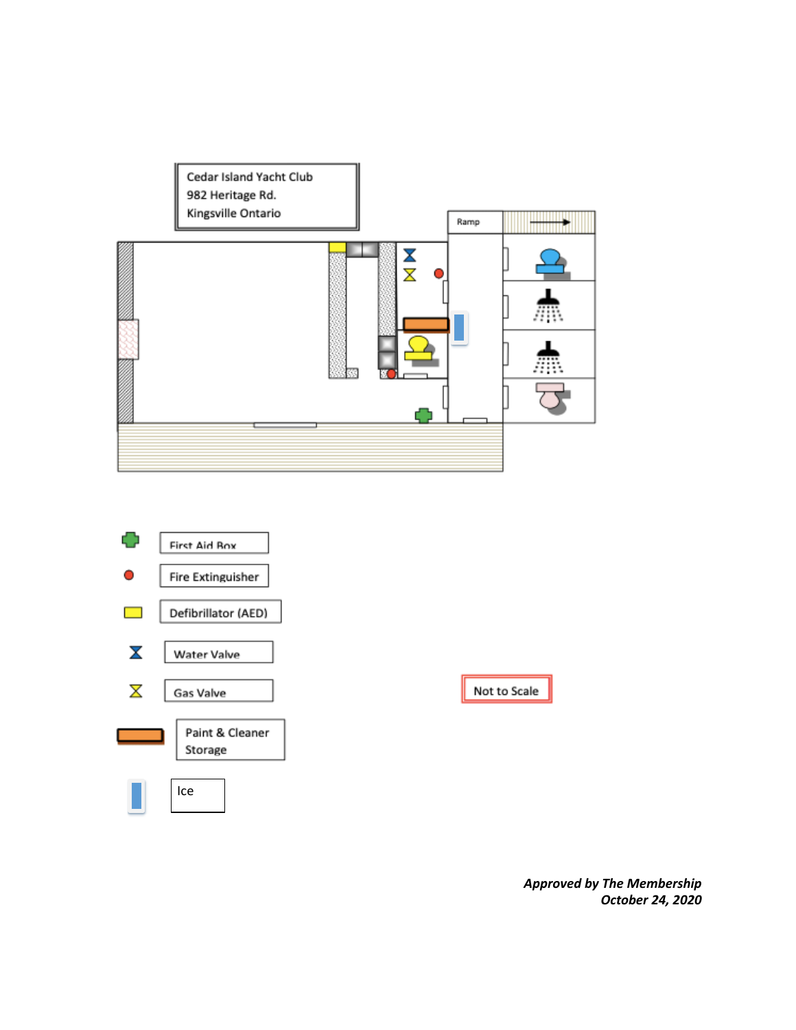Cedar Island Yacht Club
982 Heritage Rd.
Kingsville Ontario

Ramp

First Aid Box

Fire Extinguisher

Defibrillator (AED)

Water Valve

Gas Valve

Paint & Cleaner Storage

Ice

Not to Scale

***Approved by The Membership***
***October 24, 2020***